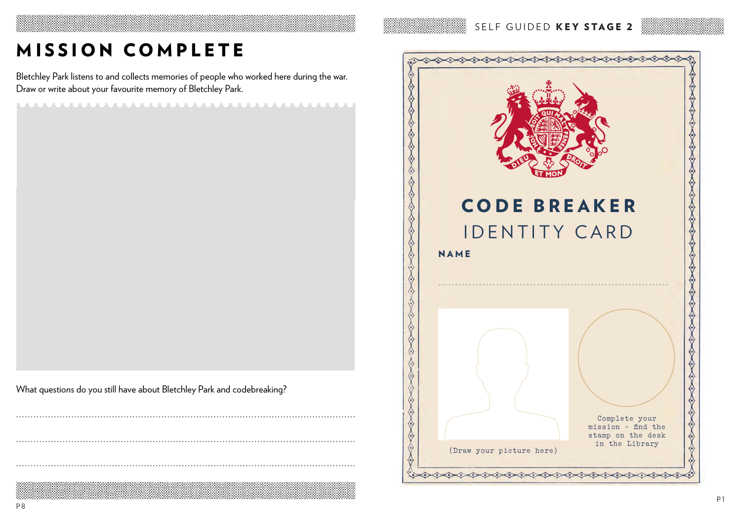# MISSION COMPLETE

Bletchley Park listens to and collects memories of people who worked here during the war. Draw or write about your favourite memory of Bletchley Park.

What questions do you still have about Bletchley Park and codebreaking?

................................................................................................................

................................................................................................................

................................................................................................................

SELF GUIDED **KEY STAGE 2**

DIEU ET MON DROIT

# CODE BREAKER

## IDENTITY CARD

**NAME**

................................................................................................................

(Draw your picture here)

Complete your mission - find the stamp on the desk in the Library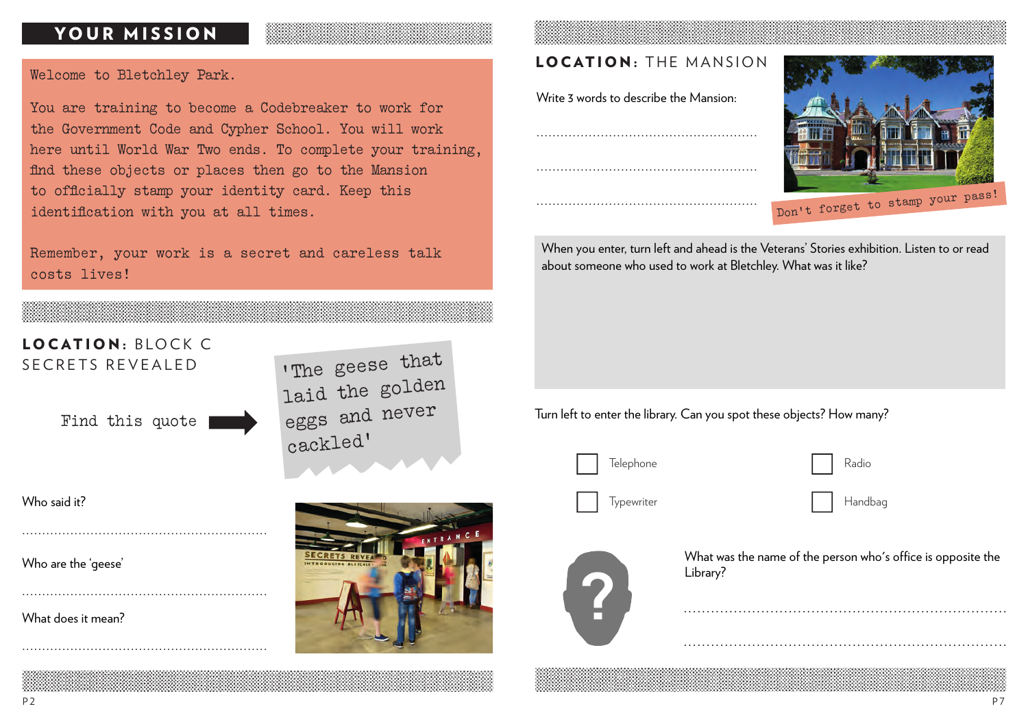## YOUR MISSION

Welcome to Bletchley Park.

You are training to become a Codebreaker to work for the Government Code and Cypher School. You will work here until World War Two ends. To complete your training, find these objects or places then go to the Mansion to officially stamp your identity card. Keep this identification with you at all times.

Remember, your work is a secret and careless talk costs lives!

## LOCATION: BLOCK C SECRETS REVEALED

Find this quote → 'The geese that laid the golden eggs and never cackled'

Who said it?

..........................................................

Who are the 'geese'

..........................................................

What does it mean?

..........................................................

## LOCATION: THE MANSION

Write 3 words to describe the Mansion:

..........................................................

..........................................................

..........................................................

Don't forget to stamp your pass!

When you enter, turn left and ahead is the Veterans' Stories exhibition. Listen to or read about someone who used to work at Bletchley. What was it like?

Turn left to enter the library. Can you spot these objects? How many?

- ☐ Telephone
- ☐ Radio
- ☐ Typewriter
- ☐ Handbag

What was the name of the person who's office is opposite the Library?

..........................................................

..........................................................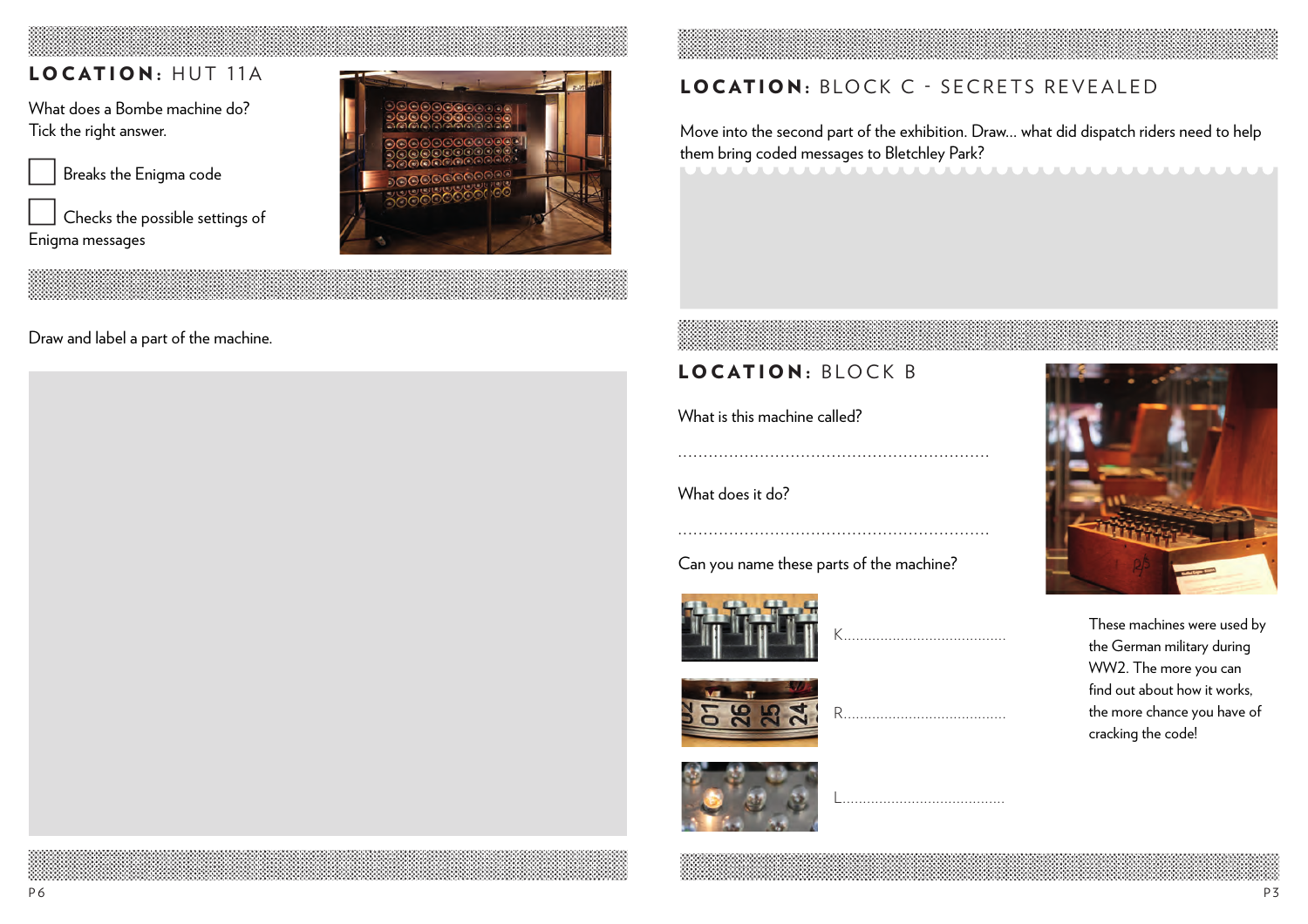## LOCATION: HUT 11A

What does a Bombe machine do?
Tick the right answer.

☐ Breaks the Enigma code

☐ Checks the possible settings of Enigma messages

Draw and label a part of the machine.

## LOCATION: BLOCK C - SECRETS REVEALED

Move into the second part of the exhibition. Draw... what did dispatch riders need to help them bring coded messages to Bletchley Park?

## LOCATION: BLOCK B

What is this machine called?

..........................................................

What does it do?

..........................................................

Can you name these parts of the machine?

K.......................................

R.......................................

L.......................................

These machines were used by the German military during WW2. The more you can find out about how it works, the more chance you have of cracking the code!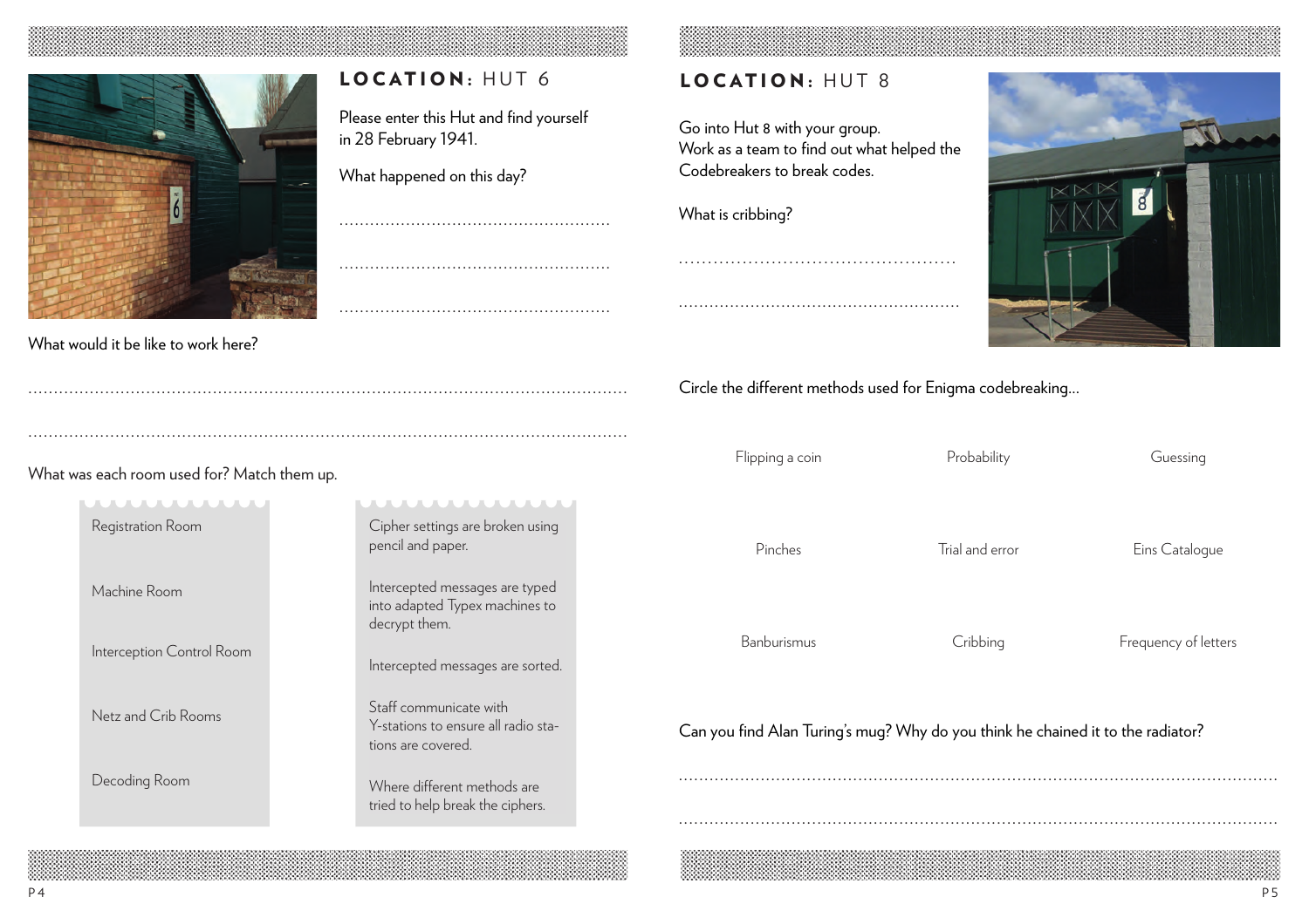## LOCATION: HUT 6

Please enter this Hut and find yourself in 28 February 1941.

What happened on this day?

....................................................

....................................................

....................................................

What would it be like to work here?

....................................................................................................................

....................................................................................................................

What was each room used for? Match them up.

| | |
|---|---|
| Registration Room | Cipher settings are broken using pencil and paper. |
| Machine Room | Intercepted messages are typed into adapted Typex machines to decrypt them. |
| Interception Control Room | Intercepted messages are sorted. |
| Netz and Crib Rooms | Staff communicate with Y-stations to ensure all radio stations are covered. |
| Decoding Room | Where different methods are tried to help break the ciphers. |

## LOCATION: HUT 8

Go into Hut 8 with your group.
Work as a team to find out what helped the Codebreakers to break codes.

What is cribbing?

................................................

................................................

Circle the different methods used for Enigma codebreaking...

| | | |
|---|---|---|
| Flipping a coin | Probability | Guessing |
| Pinches | Trial and error | Eins Catalogue |
| Banburismus | Cribbing | Frequency of letters |

Can you find Alan Turing's mug? Why do you think he chained it to the radiator?

....................................................................................................................

....................................................................................................................